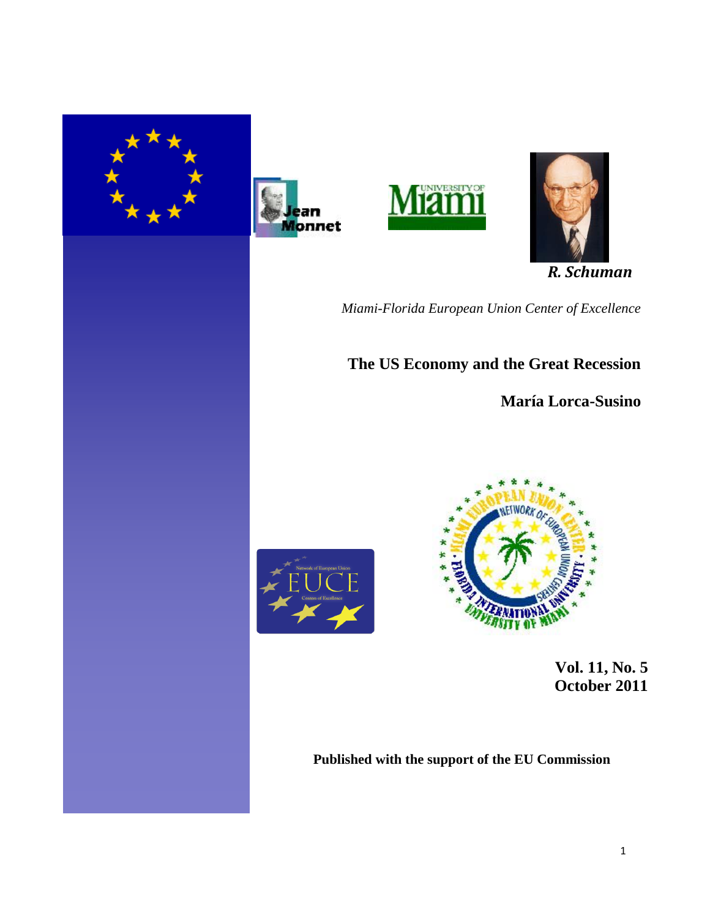*R. Schuman*

*Miami-Florida European Union Center of Excellence*

# The US Economy and the Great Recession

**María Lorca-Susino**

**Vol. 11, No. 5**
**October 2011**

**Published with the support of the EU Commission**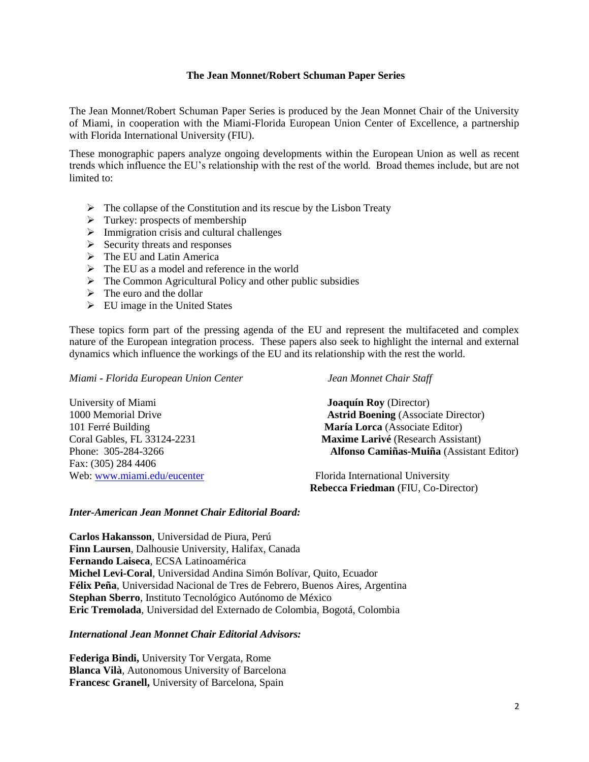## The Jean Monnet/Robert Schuman Paper Series

The Jean Monnet/Robert Schuman Paper Series is produced by the Jean Monnet Chair of the University of Miami, in cooperation with the Miami-Florida European Union Center of Excellence, a partnership with Florida International University (FIU).

These monographic papers analyze ongoing developments within the European Union as well as recent trends which influence the EU's relationship with the rest of the world. Broad themes include, but are not limited to:

- The collapse of the Constitution and its rescue by the Lisbon Treaty
- Turkey: prospects of membership
- Immigration crisis and cultural challenges
- Security threats and responses
- The EU and Latin America
- The EU as a model and reference in the world
- The Common Agricultural Policy and other public subsidies
- The euro and the dollar
- EU image in the United States

These topics form part of the pressing agenda of the EU and represent the multifaceted and complex nature of the European integration process. These papers also seek to highlight the internal and external dynamics which influence the workings of the EU and its relationship with the rest the world.

*Miami - Florida European Union Center*

University of Miami
1000 Memorial Drive
101 Ferré Building
Coral Gables, FL 33124-2231
Phone: 305-284-3266
Fax: (305) 284 4406
Web: www.miami.edu/eucenter

*Jean Monnet Chair Staff*

**Joaquín Roy** (Director)
**Astrid Boening** (Associate Director)
**María Lorca** (Associate Editor)
**Maxime Larivé** (Research Assistant)
**Alfonso Camiñas-Muiña** (Assistant Editor)

Florida International University
**Rebecca Friedman** (FIU, Co-Director)

### *Inter-American Jean Monnet Chair Editorial Board:*

**Carlos Hakansson**, Universidad de Piura, Perú
**Finn Laursen**, Dalhousie University, Halifax, Canada
**Fernando Laiseca**, ECSA Latinoamérica
**Michel Levi-Coral**, Universidad Andina Simón Bolívar, Quito, Ecuador
**Félix Peña**, Universidad Nacional de Tres de Febrero, Buenos Aires, Argentina
**Stephan Sberro**, Instituto Tecnológico Autónomo de México
**Eric Tremolada**, Universidad del Externado de Colombia, Bogotá, Colombia

### *International Jean Monnet Chair Editorial Advisors:*

**Federiga Bindi,** University Tor Vergata, Rome
**Blanca Vilà**, Autonomous University of Barcelona
**Francesc Granell,** University of Barcelona, Spain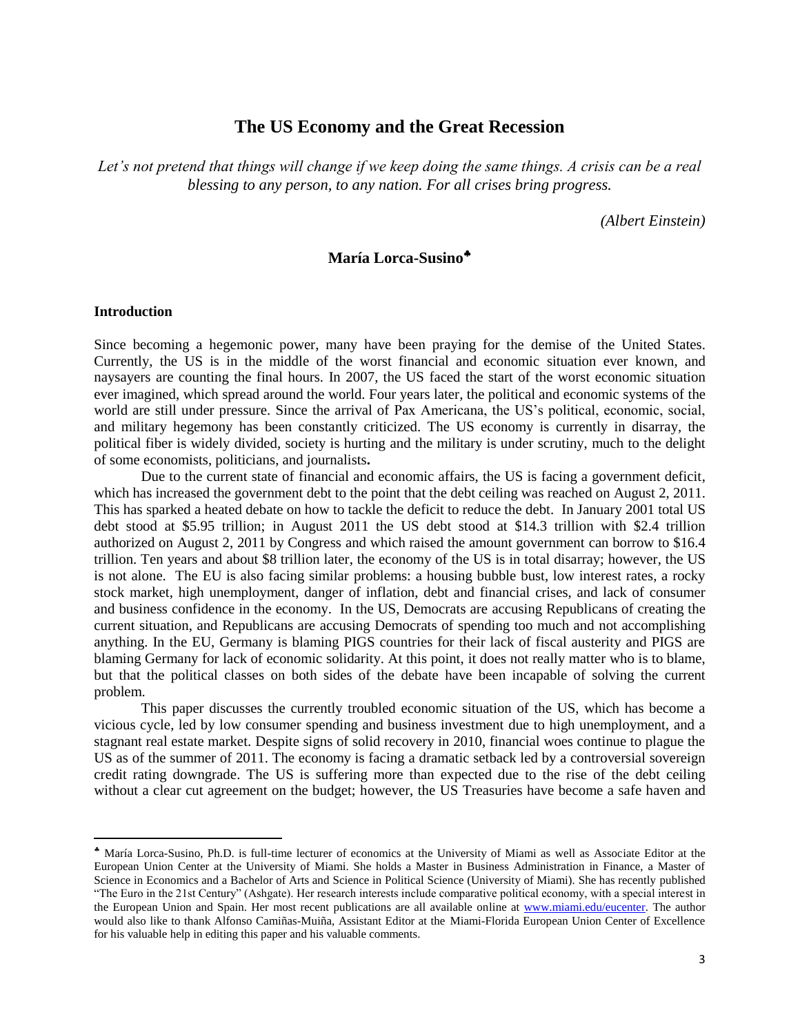# The US Economy and the Great Recession

*Let's not pretend that things will change if we keep doing the same things. A crisis can be a real blessing to any person, to any nation. For all crises bring progress.*

*(Albert Einstein)*

**María Lorca-Susino**[♣]

**Introduction**

Since becoming a hegemonic power, many have been praying for the demise of the United States. Currently, the US is in the middle of the worst financial and economic situation ever known, and naysayers are counting the final hours. In 2007, the US faced the start of the worst economic situation ever imagined, which spread around the world. Four years later, the political and economic systems of the world are still under pressure. Since the arrival of Pax Americana, the US's political, economic, social, and military hegemony has been constantly criticized. The US economy is currently in disarray, the political fiber is widely divided, society is hurting and the military is under scrutiny, much to the delight of some economists, politicians, and journalists**.**

Due to the current state of financial and economic affairs, the US is facing a government deficit, which has increased the government debt to the point that the debt ceiling was reached on August 2, 2011. This has sparked a heated debate on how to tackle the deficit to reduce the debt. In January 2001 total US debt stood at \$5.95 trillion; in August 2011 the US debt stood at \$14.3 trillion with \$2.4 trillion authorized on August 2, 2011 by Congress and which raised the amount government can borrow to \$16.4 trillion. Ten years and about \$8 trillion later, the economy of the US is in total disarray; however, the US is not alone. The EU is also facing similar problems: a housing bubble bust, low interest rates, a rocky stock market, high unemployment, danger of inflation, debt and financial crises, and lack of consumer and business confidence in the economy. In the US, Democrats are accusing Republicans of creating the current situation, and Republicans are accusing Democrats of spending too much and not accomplishing anything. In the EU, Germany is blaming PIGS countries for their lack of fiscal austerity and PIGS are blaming Germany for lack of economic solidarity. At this point, it does not really matter who is to blame, but that the political classes on both sides of the debate have been incapable of solving the current problem.

This paper discusses the currently troubled economic situation of the US, which has become a vicious cycle, led by low consumer spending and business investment due to high unemployment, and a stagnant real estate market. Despite signs of solid recovery in 2010, financial woes continue to plague the US as of the summer of 2011. The economy is facing a dramatic setback led by a controversial sovereign credit rating downgrade. The US is suffering more than expected due to the rise of the debt ceiling without a clear cut agreement on the budget; however, the US Treasuries have become a safe haven and

---

[♣] María Lorca-Susino, Ph.D. is full-time lecturer of economics at the University of Miami as well as Associate Editor at the European Union Center at the University of Miami. She holds a Master in Business Administration in Finance, a Master of Science in Economics and a Bachelor of Arts and Science in Political Science (University of Miami). She has recently published "The Euro in the 21st Century" (Ashgate). Her research interests include comparative political economy, with a special interest in the European Union and Spain. Her most recent publications are all available online at www.miami.edu/eucenter. The author would also like to thank Alfonso Camiñas-Muiña, Assistant Editor at the Miami-Florida European Union Center of Excellence for his valuable help in editing this paper and his valuable comments.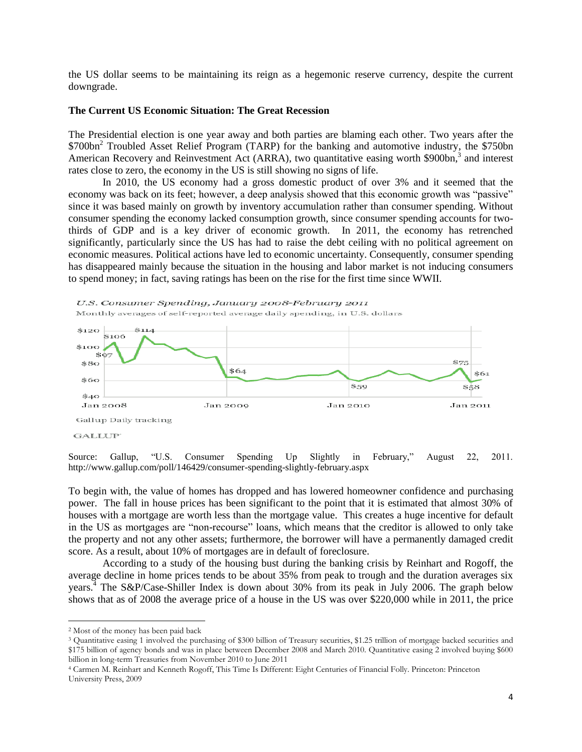the US dollar seems to be maintaining its reign as a hegemonic reserve currency, despite the current downgrade.

**The Current US Economic Situation: The Great Recession**

The Presidential election is one year away and both parties are blaming each other. Two years after the $700bn[2] Troubled Asset Relief Program (TARP) for the banking and automotive industry, the $750bn American Recovery and Reinvestment Act (ARRA), two quantitative easing worth $900bn,[3] and interest rates close to zero, the economy in the US is still showing no signs of life.

In 2010, the US economy had a gross domestic product of over 3% and it seemed that the economy was back on its feet; however, a deep analysis showed that this economic growth was "passive" since it was based mainly on growth by inventory accumulation rather than consumer spending. Without consumer spending the economy lacked consumption growth, since consumer spending accounts for two-thirds of GDP and is a key driver of economic growth. In 2011, the economy has retrenched significantly, particularly since the US has had to raise the debt ceiling with no political agreement on economic measures. Political actions have led to economic uncertainty. Consequently, consumer spending has disappeared mainly because the situation in the housing and labor market is not inducing consumers to spend money; in fact, saving ratings has been on the rise for the first time since WWII.

*U.S. Consumer Spending, January 2008-February 2011*

Monthly averages of self-reported average daily spending, in U.S. dollars

Gallup Daily tracking

GALLUP

Source: Gallup, "U.S. Consumer Spending Up Slightly in February," August 22, 2011. http://www.gallup.com/poll/146429/consumer-spending-slightly-february.aspx

To begin with, the value of homes has dropped and has lowered homeowner confidence and purchasing power. The fall in house prices has been significant to the point that it is estimated that almost 30% of houses with a mortgage are worth less than the mortgage value. This creates a huge incentive for default in the US as mortgages are "non-recourse" loans, which means that the creditor is allowed to only take the property and not any other assets; furthermore, the borrower will have a permanently damaged credit score. As a result, about 10% of mortgages are in default of foreclosure.

According to a study of the housing bust during the banking crisis by Reinhart and Rogoff, the average decline in home prices tends to be about 35% from peak to trough and the duration averages six years.[4] The S&P/Case-Shiller Index is down about 30% from its peak in July 2006. The graph below shows that as of 2008 the average price of a house in the US was over $220,000 while in 2011, the price

---

[2] Most of the money has been paid back

[3] Quantitative easing 1 involved the purchasing of $300 billion of Treasury securities, $1.25 trillion of mortgage backed securities and $175 billion of agency bonds and was in place between December 2008 and March 2010. Quantitative easing 2 involved buying $600 billion in long-term Treasuries from November 2010 to June 2011

[4] Carmen M. Reinhart and Kenneth Rogoff, This Time Is Different: Eight Centuries of Financial Folly. Princeton: Princeton University Press, 2009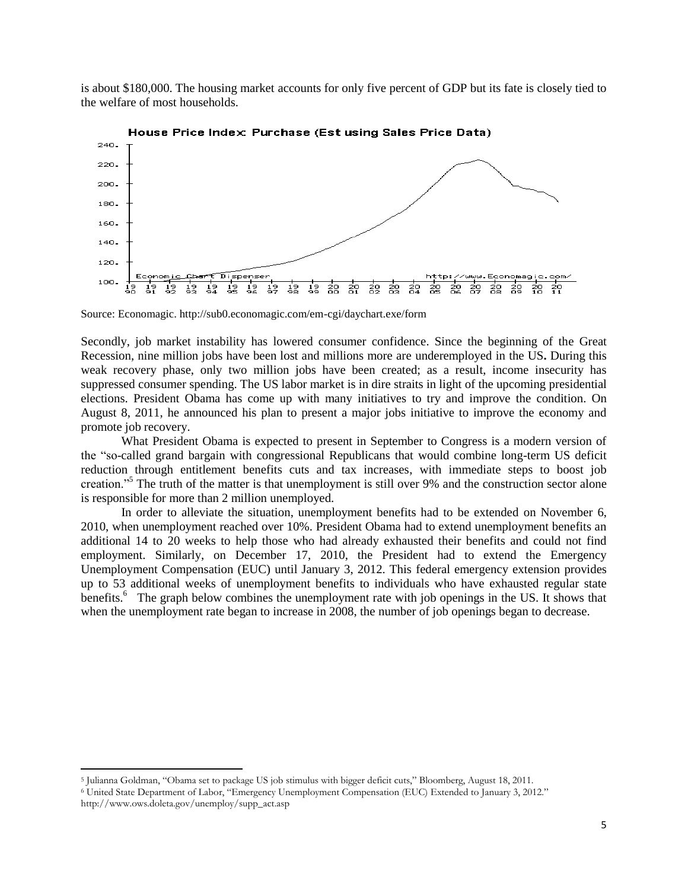is about $180,000. The housing market accounts for only five percent of GDP but its fate is closely tied to the welfare of most households.

Source: Economagic. http://sub0.economagic.com/em-cgi/daychart.exe/form

Secondly, job market instability has lowered consumer confidence. Since the beginning of the Great Recession, nine million jobs have been lost and millions more are underemployed in the US**.** During this weak recovery phase, only two million jobs have been created; as a result, income insecurity has suppressed consumer spending. The US labor market is in dire straits in light of the upcoming presidential elections. President Obama has come up with many initiatives to try and improve the condition. On August 8, 2011, he announced his plan to present a major jobs initiative to improve the economy and promote job recovery.

What President Obama is expected to present in September to Congress is a modern version of the "so-called grand bargain with congressional Republicans that would combine long-term US deficit reduction through entitlement benefits cuts and tax increases, with immediate steps to boost job creation."[5] The truth of the matter is that unemployment is still over 9% and the construction sector alone is responsible for more than 2 million unemployed.

In order to alleviate the situation, unemployment benefits had to be extended on November 6, 2010, when unemployment reached over 10%. President Obama had to extend unemployment benefits an additional 14 to 20 weeks to help those who had already exhausted their benefits and could not find employment. Similarly, on December 17, 2010, the President had to extend the Emergency Unemployment Compensation (EUC) until January 3, 2012. This federal emergency extension provides up to 53 additional weeks of unemployment benefits to individuals who have exhausted regular state benefits.[6] The graph below combines the unemployment rate with job openings in the US. It shows that when the unemployment rate began to increase in 2008, the number of job openings began to decrease.

[5] Julianna Goldman, "Obama set to package US job stimulus with bigger deficit cuts," Bloomberg, August 18, 2011.

[6] United State Department of Labor, "Emergency Unemployment Compensation (EUC) Extended to January 3, 2012." http://www.ows.doleta.gov/unemploy/supp_act.asp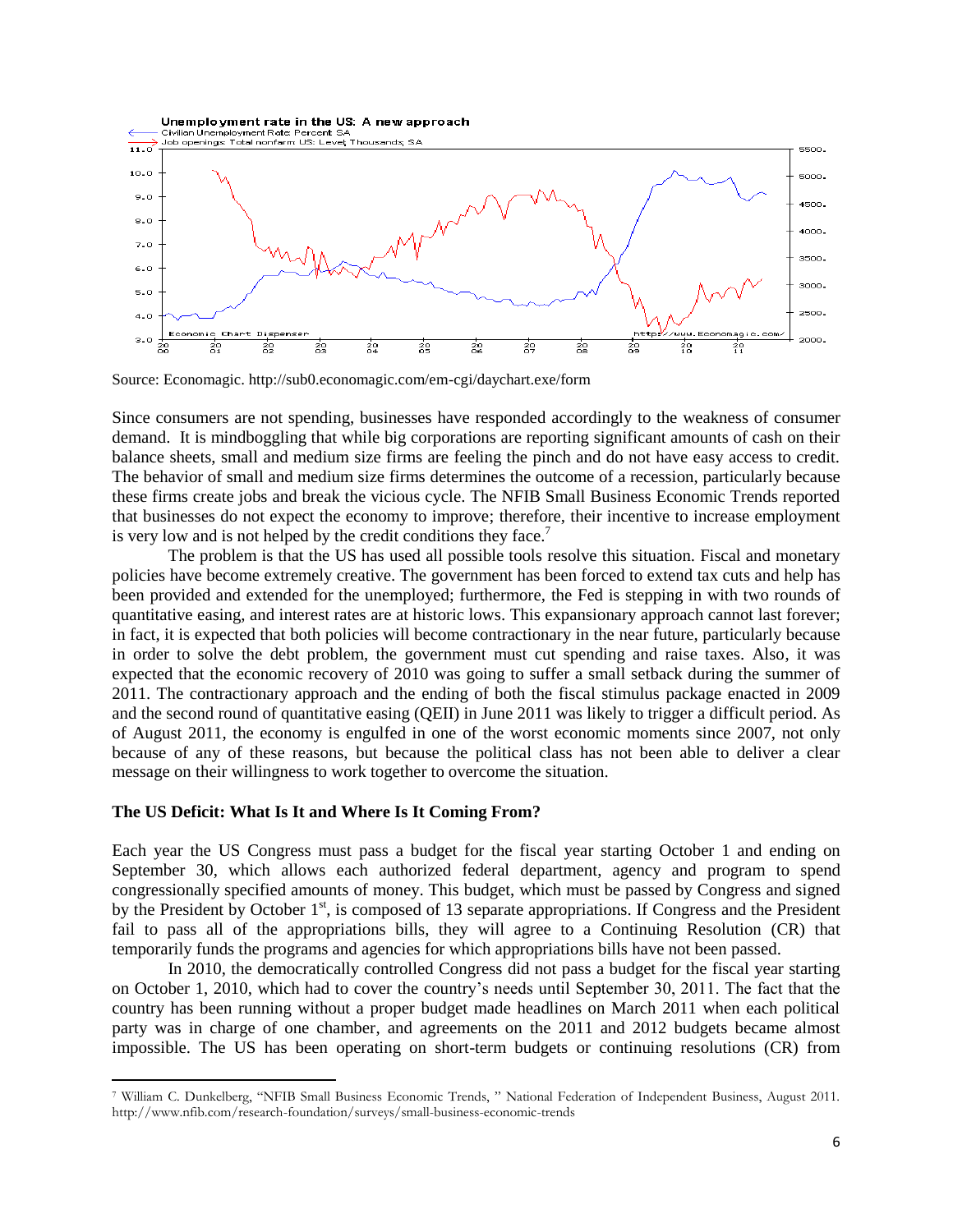Source: Economagic. http://sub0.economagic.com/em-cgi/daychart.exe/form

Since consumers are not spending, businesses have responded accordingly to the weakness of consumer demand. It is mindboggling that while big corporations are reporting significant amounts of cash on their balance sheets, small and medium size firms are feeling the pinch and do not have easy access to credit. The behavior of small and medium size firms determines the outcome of a recession, particularly because these firms create jobs and break the vicious cycle. The NFIB Small Business Economic Trends reported that businesses do not expect the economy to improve; therefore, their incentive to increase employment is very low and is not helped by the credit conditions they face.[7]

The problem is that the US has used all possible tools resolve this situation. Fiscal and monetary policies have become extremely creative. The government has been forced to extend tax cuts and help has been provided and extended for the unemployed; furthermore, the Fed is stepping in with two rounds of quantitative easing, and interest rates are at historic lows. This expansionary approach cannot last forever; in fact, it is expected that both policies will become contractionary in the near future, particularly because in order to solve the debt problem, the government must cut spending and raise taxes. Also, it was expected that the economic recovery of 2010 was going to suffer a small setback during the summer of 2011. The contractionary approach and the ending of both the fiscal stimulus package enacted in 2009 and the second round of quantitative easing (QEII) in June 2011 was likely to trigger a difficult period. As of August 2011, the economy is engulfed in one of the worst economic moments since 2007, not only because of any of these reasons, but because the political class has not been able to deliver a clear message on their willingness to work together to overcome the situation.

**The US Deficit: What Is It and Where Is It Coming From?**

Each year the US Congress must pass a budget for the fiscal year starting October 1 and ending on September 30, which allows each authorized federal department, agency and program to spend congressionally specified amounts of money. This budget, which must be passed by Congress and signed by the President by October 1st, is composed of 13 separate appropriations. If Congress and the President fail to pass all of the appropriations bills, they will agree to a Continuing Resolution (CR) that temporarily funds the programs and agencies for which appropriations bills have not been passed.

In 2010, the democratically controlled Congress did not pass a budget for the fiscal year starting on October 1, 2010, which had to cover the country's needs until September 30, 2011. The fact that the country has been running without a proper budget made headlines on March 2011 when each political party was in charge of one chamber, and agreements on the 2011 and 2012 budgets became almost impossible. The US has been operating on short-term budgets or continuing resolutions (CR) from

[7] William C. Dunkelberg, "NFIB Small Business Economic Trends, " National Federation of Independent Business, August 2011. http://www.nfib.com/research-foundation/surveys/small-business-economic-trends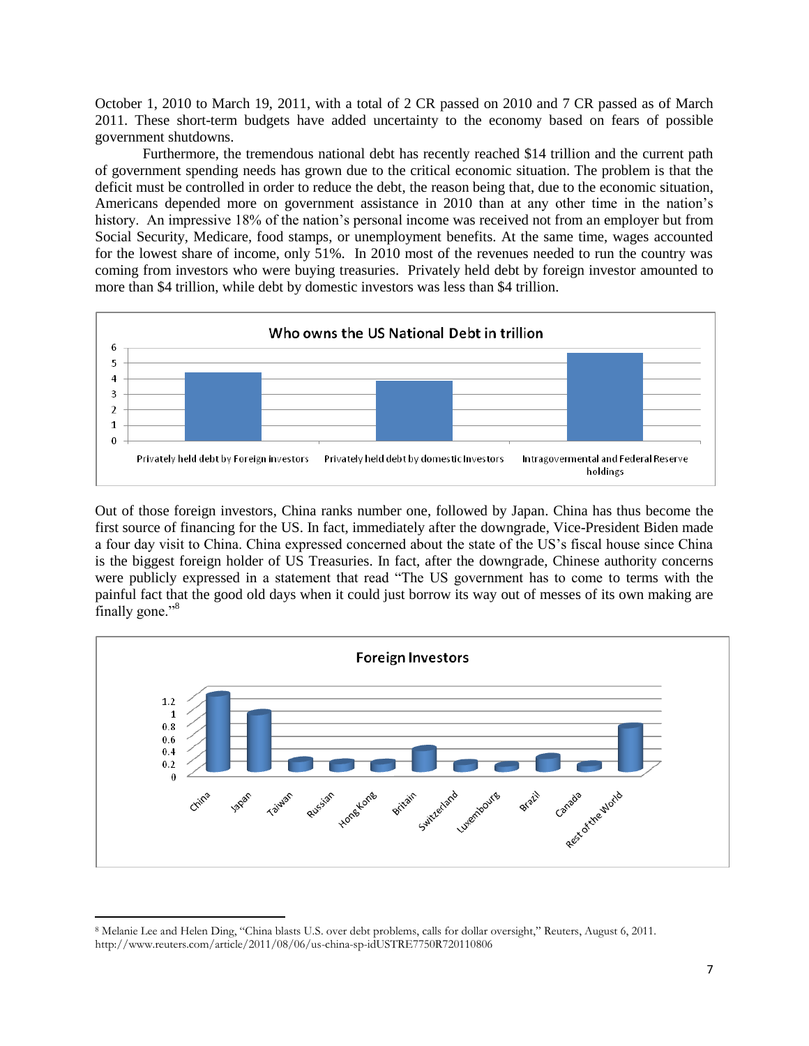October 1, 2010 to March 19, 2011, with a total of 2 CR passed on 2010 and 7 CR passed as of March 2011. These short-term budgets have added uncertainty to the economy based on fears of possible government shutdowns.

Furthermore, the tremendous national debt has recently reached \$14 trillion and the current path of government spending needs has grown due to the critical economic situation. The problem is that the deficit must be controlled in order to reduce the debt, the reason being that, due to the economic situation, Americans depended more on government assistance in 2010 than at any other time in the nation's history. An impressive 18% of the nation's personal income was received not from an employer but from Social Security, Medicare, food stamps, or unemployment benefits. At the same time, wages accounted for the lowest share of income, only 51%. In 2010 most of the revenues needed to run the country was coming from investors who were buying treasuries. Privately held debt by foreign investor amounted to more than \$4 trillion, while debt by domestic investors was less than \$4 trillion.

**Who owns the US National Debt in trillion**

Out of those foreign investors, China ranks number one, followed by Japan. China has thus become the first source of financing for the US. In fact, immediately after the downgrade, Vice-President Biden made a four day visit to China. China expressed concerned about the state of the US's fiscal house since China is the biggest foreign holder of US Treasuries. In fact, after the downgrade, Chinese authority concerns were publicly expressed in a statement that read "The US government has to come to terms with the painful fact that the good old days when it could just borrow its way out of messes of its own making are finally gone."[8]

**Foreign Investors**

[8] Melanie Lee and Helen Ding, "China blasts U.S. over debt problems, calls for dollar oversight," Reuters, August 6, 2011. http://www.reuters.com/article/2011/08/06/us-china-sp-idUSTRE7750R720110806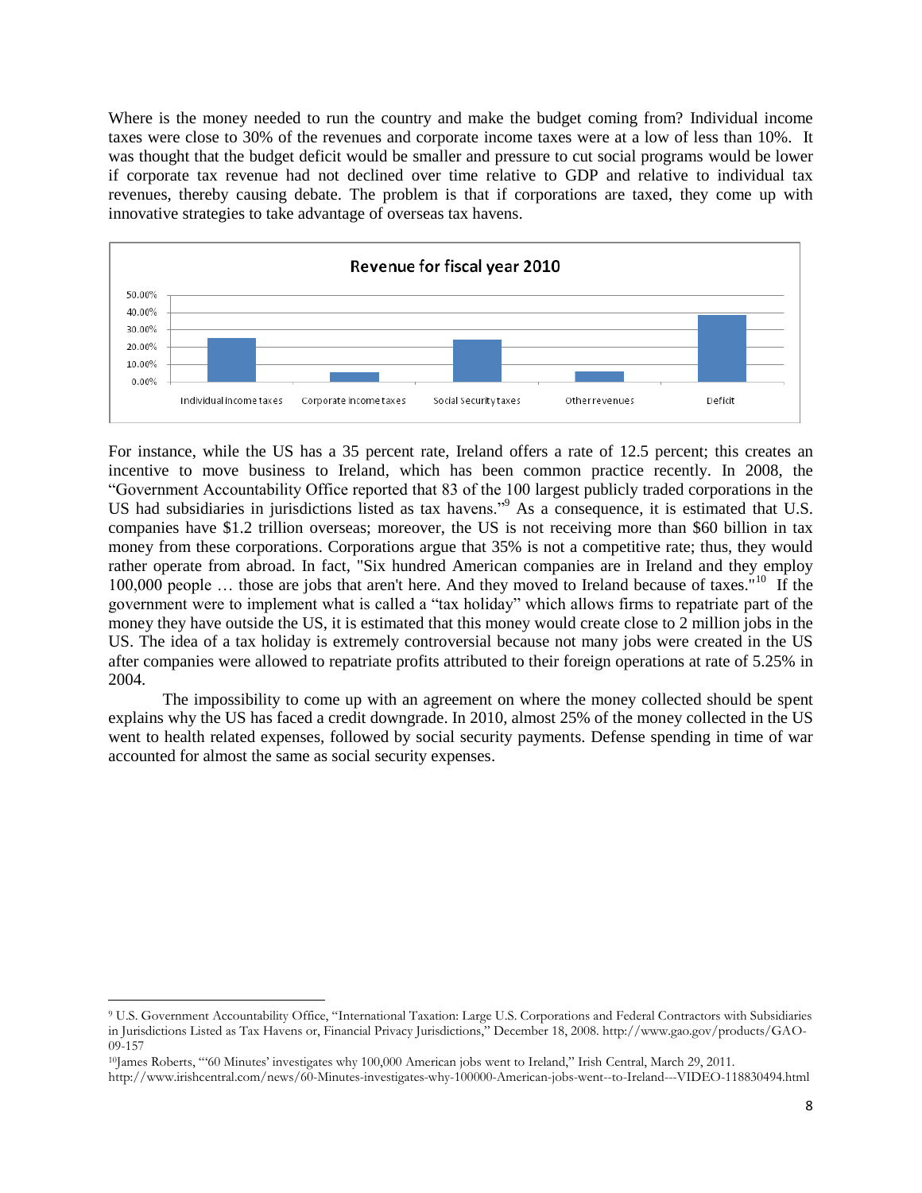Where is the money needed to run the country and make the budget coming from? Individual income taxes were close to 30% of the revenues and corporate income taxes were at a low of less than 10%. It was thought that the budget deficit would be smaller and pressure to cut social programs would be lower if corporate tax revenue had not declined over time relative to GDP and relative to individual tax revenues, thereby causing debate. The problem is that if corporations are taxed, they come up with innovative strategies to take advantage of overseas tax havens.

For instance, while the US has a 35 percent rate, Ireland offers a rate of 12.5 percent; this creates an incentive to move business to Ireland, which has been common practice recently. In 2008, the "Government Accountability Office reported that 83 of the 100 largest publicly traded corporations in the US had subsidiaries in jurisdictions listed as tax havens."[9] As a consequence, it is estimated that U.S. companies have $1.2 trillion overseas; moreover, the US is not receiving more than $60 billion in tax money from these corporations. Corporations argue that 35% is not a competitive rate; thus, they would rather operate from abroad. In fact, "Six hundred American companies are in Ireland and they employ 100,000 people … those are jobs that aren't here. And they moved to Ireland because of taxes."[10] If the government were to implement what is called a "tax holiday" which allows firms to repatriate part of the money they have outside the US, it is estimated that this money would create close to 2 million jobs in the US. The idea of a tax holiday is extremely controversial because not many jobs were created in the US after companies were allowed to repatriate profits attributed to their foreign operations at rate of 5.25% in 2004.

The impossibility to come up with an agreement on where the money collected should be spent explains why the US has faced a credit downgrade. In 2010, almost 25% of the money collected in the US went to health related expenses, followed by social security payments. Defense spending in time of war accounted for almost the same as social security expenses.

---

[9] U.S. Government Accountability Office, "International Taxation: Large U.S. Corporations and Federal Contractors with Subsidiaries in Jurisdictions Listed as Tax Havens or, Financial Privacy Jurisdictions," December 18, 2008. http://www.gao.gov/products/GAO-09-157

[10] James Roberts, "'60 Minutes' investigates why 100,000 American jobs went to Ireland," Irish Central, March 29, 2011. http://www.irishcentral.com/news/60-Minutes-investigates-why-100000-American-jobs-went--to-Ireland---VIDEO-118830494.html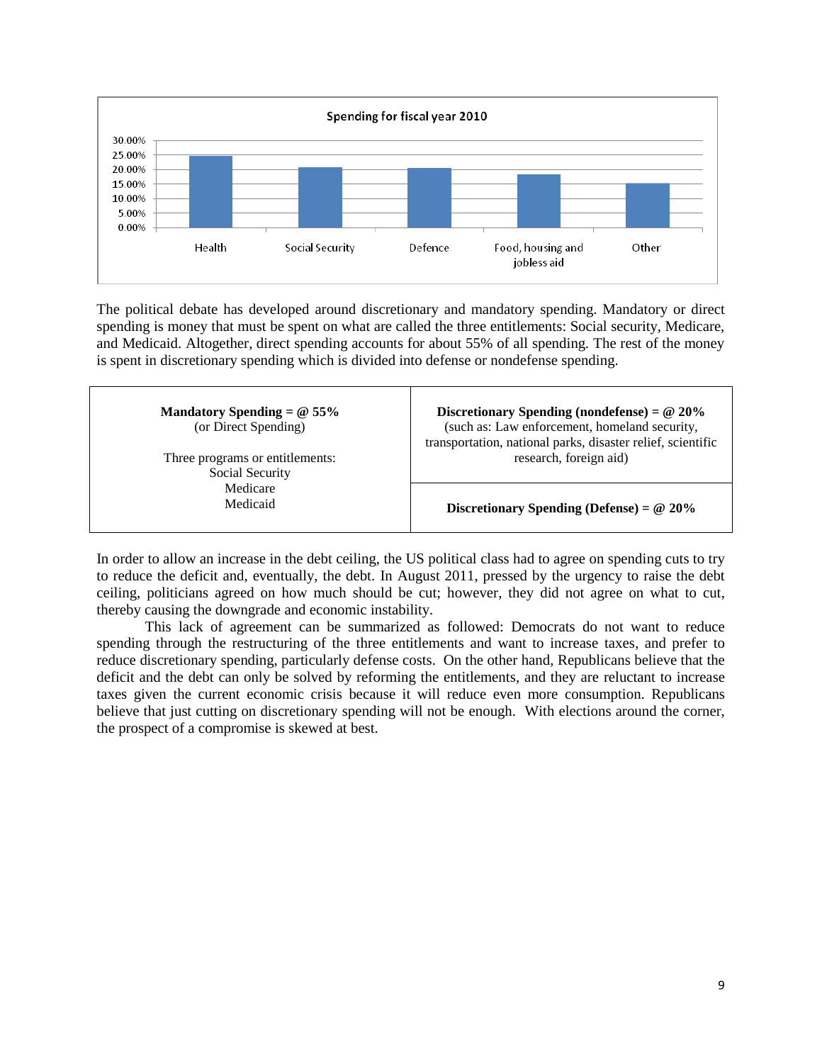Spending for fiscal year 2010

| Category | Approximate share |
|---|---|
| Health | ~25% |
| Social Security | ~21% |
| Defence | ~20.5% |
| Food, housing and jobless aid | ~18.5% |
| Other | ~15% |

The political debate has developed around discretionary and mandatory spending. Mandatory or direct spending is money that must be spent on what are called the three entitlements: Social security, Medicare, and Medicaid. Altogether, direct spending accounts for about 55% of all spending. The rest of the money is spent in discretionary spending which is divided into defense or nondefense spending.

| Mandatory Spending | Discretionary Spending |
|---|---|
| **Mandatory Spending = @ 55%** (or Direct Spending)<br><br>Three programs or entitlements:<br>Social Security<br>Medicare<br>Medicaid | **Discretionary Spending (nondefense) = @ 20%** (such as: Law enforcement, homeland security, transportation, national parks, disaster relief, scientific research, foreign aid)<br><br>**Discretionary Spending (Defense) = @ 20%** |

In order to allow an increase in the debt ceiling, the US political class had to agree on spending cuts to try to reduce the deficit and, eventually, the debt. In August 2011, pressed by the urgency to raise the debt ceiling, politicians agreed on how much should be cut; however, they did not agree on what to cut, thereby causing the downgrade and economic instability.

This lack of agreement can be summarized as followed: Democrats do not want to reduce spending through the restructuring of the three entitlements and want to increase taxes, and prefer to reduce discretionary spending, particularly defense costs. On the other hand, Republicans believe that the deficit and the debt can only be solved by reforming the entitlements, and they are reluctant to increase taxes given the current economic crisis because it will reduce even more consumption. Republicans believe that just cutting on discretionary spending will not be enough. With elections around the corner, the prospect of a compromise is skewed at best.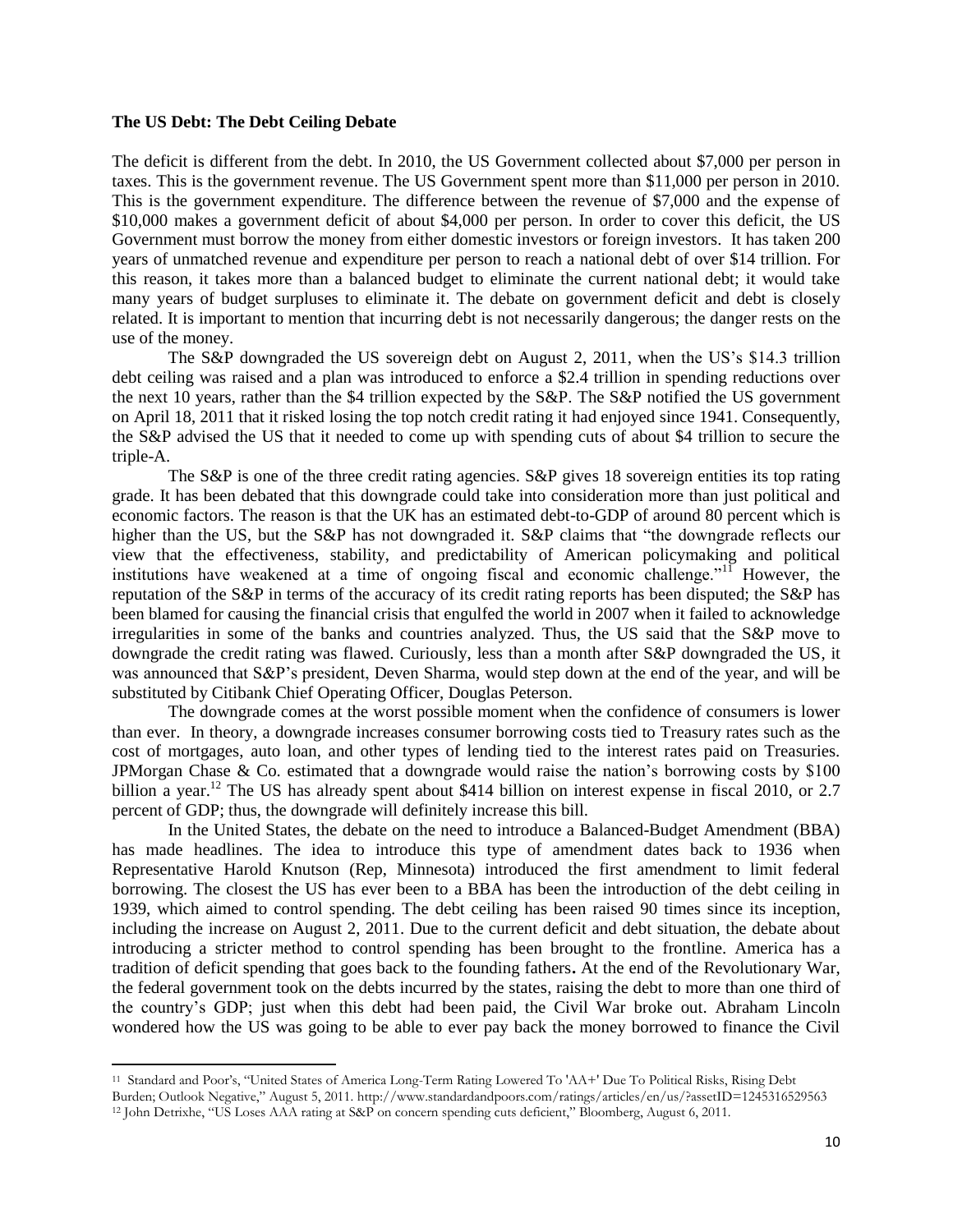**The US Debt: The Debt Ceiling Debate**

The deficit is different from the debt. In 2010, the US Government collected about $7,000 per person in taxes. This is the government revenue. The US Government spent more than $11,000 per person in 2010. This is the government expenditure. The difference between the revenue of $7,000 and the expense of $10,000 makes a government deficit of about $4,000 per person. In order to cover this deficit, the US Government must borrow the money from either domestic investors or foreign investors. It has taken 200 years of unmatched revenue and expenditure per person to reach a national debt of over $14 trillion. For this reason, it takes more than a balanced budget to eliminate the current national debt; it would take many years of budget surpluses to eliminate it. The debate on government deficit and debt is closely related. It is important to mention that incurring debt is not necessarily dangerous; the danger rests on the use of the money.

The S&P downgraded the US sovereign debt on August 2, 2011, when the US's $14.3 trillion debt ceiling was raised and a plan was introduced to enforce a $2.4 trillion in spending reductions over the next 10 years, rather than the $4 trillion expected by the S&P. The S&P notified the US government on April 18, 2011 that it risked losing the top notch credit rating it had enjoyed since 1941. Consequently, the S&P advised the US that it needed to come up with spending cuts of about $4 trillion to secure the triple-A.

The S&P is one of the three credit rating agencies. S&P gives 18 sovereign entities its top rating grade. It has been debated that this downgrade could take into consideration more than just political and economic factors. The reason is that the UK has an estimated debt-to-GDP of around 80 percent which is higher than the US, but the S&P has not downgraded it. S&P claims that "the downgrade reflects our view that the effectiveness, stability, and predictability of American policymaking and political institutions have weakened at a time of ongoing fiscal and economic challenge."[11] However, the reputation of the S&P in terms of the accuracy of its credit rating reports has been disputed; the S&P has been blamed for causing the financial crisis that engulfed the world in 2007 when it failed to acknowledge irregularities in some of the banks and countries analyzed. Thus, the US said that the S&P move to downgrade the credit rating was flawed. Curiously, less than a month after S&P downgraded the US, it was announced that S&P's president, Deven Sharma, would step down at the end of the year, and will be substituted by Citibank Chief Operating Officer, Douglas Peterson.

The downgrade comes at the worst possible moment when the confidence of consumers is lower than ever. In theory, a downgrade increases consumer borrowing costs tied to Treasury rates such as the cost of mortgages, auto loan, and other types of lending tied to the interest rates paid on Treasuries. JPMorgan Chase & Co. estimated that a downgrade would raise the nation's borrowing costs by $100 billion a year.[12] The US has already spent about $414 billion on interest expense in fiscal 2010, or 2.7 percent of GDP; thus, the downgrade will definitely increase this bill.

In the United States, the debate on the need to introduce a Balanced-Budget Amendment (BBA) has made headlines. The idea to introduce this type of amendment dates back to 1936 when Representative Harold Knutson (Rep, Minnesota) introduced the first amendment to limit federal borrowing. The closest the US has ever been to a BBA has been the introduction of the debt ceiling in 1939, which aimed to control spending. The debt ceiling has been raised 90 times since its inception, including the increase on August 2, 2011. Due to the current deficit and debt situation, the debate about introducing a stricter method to control spending has been brought to the frontline. America has a tradition of deficit spending that goes back to the founding fathers**.** At the end of the Revolutionary War, the federal government took on the debts incurred by the states, raising the debt to more than one third of the country's GDP; just when this debt had been paid, the Civil War broke out. Abraham Lincoln wondered how the US was going to be able to ever pay back the money borrowed to finance the Civil

---

[11] Standard and Poor's, "United States of America Long-Term Rating Lowered To 'AA+' Due To Political Risks, Rising Debt Burden; Outlook Negative," August 5, 2011. http://www.standardandpoors.com/ratings/articles/en/us/?assetID=1245316529563

[12] John Detrixhe, "US Loses AAA rating at S&P on concern spending cuts deficient," Bloomberg, August 6, 2011.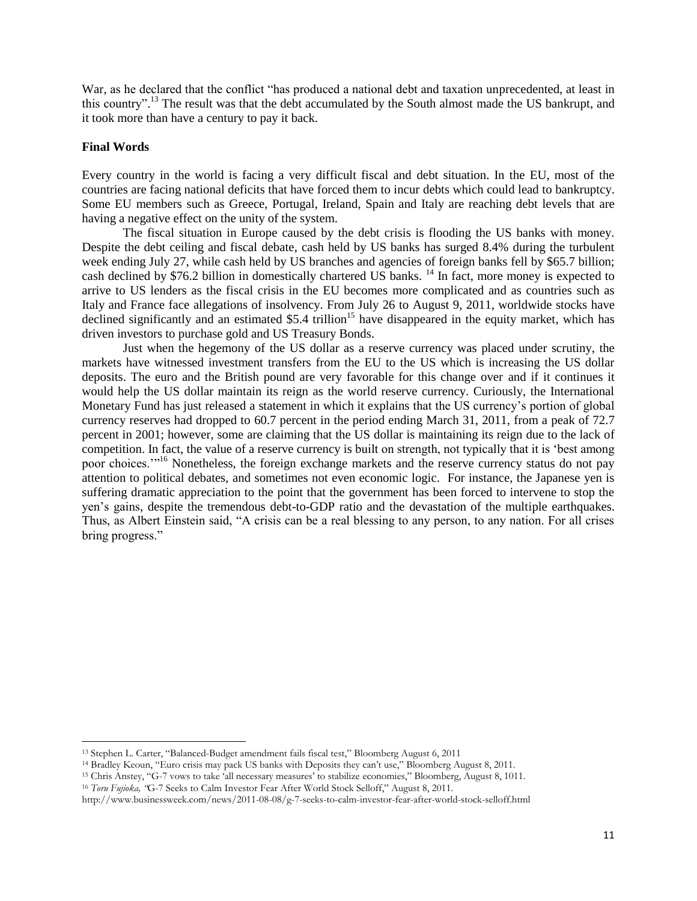War, as he declared that the conflict "has produced a national debt and taxation unprecedented, at least in this country".[13] The result was that the debt accumulated by the South almost made the US bankrupt, and it took more than have a century to pay it back.

**Final Words**

Every country in the world is facing a very difficult fiscal and debt situation. In the EU, most of the countries are facing national deficits that have forced them to incur debts which could lead to bankruptcy. Some EU members such as Greece, Portugal, Ireland, Spain and Italy are reaching debt levels that are having a negative effect on the unity of the system.

The fiscal situation in Europe caused by the debt crisis is flooding the US banks with money. Despite the debt ceiling and fiscal debate, cash held by US banks has surged 8.4% during the turbulent week ending July 27, while cash held by US branches and agencies of foreign banks fell by $65.7 billion; cash declined by $76.2 billion in domestically chartered US banks. [14] In fact, more money is expected to arrive to US lenders as the fiscal crisis in the EU becomes more complicated and as countries such as Italy and France face allegations of insolvency. From July 26 to August 9, 2011, worldwide stocks have declined significantly and an estimated $5.4 trillion[15] have disappeared in the equity market, which has driven investors to purchase gold and US Treasury Bonds.

Just when the hegemony of the US dollar as a reserve currency was placed under scrutiny, the markets have witnessed investment transfers from the EU to the US which is increasing the US dollar deposits. The euro and the British pound are very favorable for this change over and if it continues it would help the US dollar maintain its reign as the world reserve currency. Curiously, the International Monetary Fund has just released a statement in which it explains that the US currency's portion of global currency reserves had dropped to 60.7 percent in the period ending March 31, 2011, from a peak of 72.7 percent in 2001; however, some are claiming that the US dollar is maintaining its reign due to the lack of competition. In fact, the value of a reserve currency is built on strength, not typically that it is 'best among poor choices.'"[16] Nonetheless, the foreign exchange markets and the reserve currency status do not pay attention to political debates, and sometimes not even economic logic. For instance, the Japanese yen is suffering dramatic appreciation to the point that the government has been forced to intervene to stop the yen's gains, despite the tremendous debt-to-GDP ratio and the devastation of the multiple earthquakes. Thus, as Albert Einstein said, "A crisis can be a real blessing to any person, to any nation. For all crises bring progress."

---

[13] Stephen L. Carter, "Balanced-Budget amendment fails fiscal test," Bloomberg August 6, 2011

[14] Bradley Keoun, "Euro crisis may pack US banks with Deposits they can't use," Bloomberg August 8, 2011.

[15] Chris Anstey, "G-7 vows to take 'all necessary measures' to stabilize economies," Bloomberg, August 8, 1011.

[16] *Toru Fujioka,* "G-7 Seeks to Calm Investor Fear After World Stock Selloff," August 8, 2011.
http://www.businessweek.com/news/2011-08-08/g-7-seeks-to-calm-investor-fear-after-world-stock-selloff.html